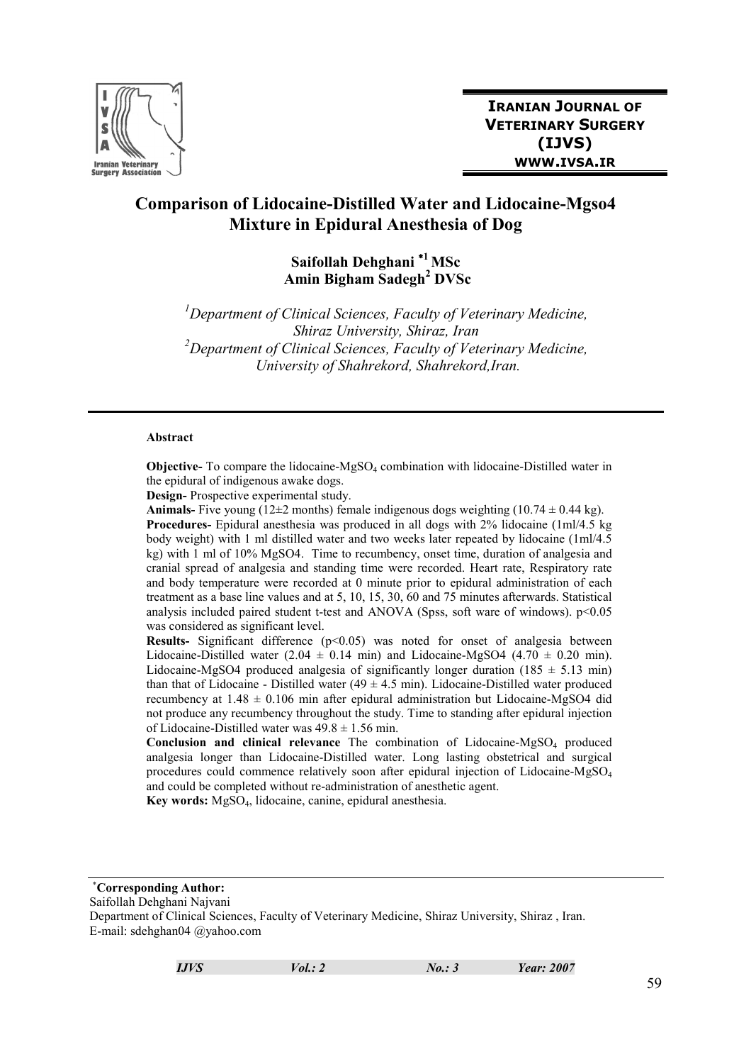**IRANIAN JOURNAL OF VETERINARY SURGERY (IJVS)**
**WWW.IVSA.IR**

# Comparison of Lidocaine-Distilled Water and Lidocaine-Mgso4 Mixture in Epidural Anesthesia of Dog

**Saifollah Dehghani *[1] MSc**
**Amin Bigham Sadegh[2] DVSc**

*[1]Department of Clinical Sciences, Faculty of Veterinary Medicine, Shiraz University, Shiraz, Iran*
*[2]Department of Clinical Sciences, Faculty of Veterinary Medicine, University of Shahrekord, Shahrekord,Iran.*

---

**Abstract**

**Objective-** To compare the lidocaine-$MgSO_4$ combination with lidocaine-Distilled water in the epidural of indigenous awake dogs.

**Design-** Prospective experimental study.

**Animals-** Five young (12±2 months) female indigenous dogs weighting (10.74 ± 0.44 kg).

**Procedures-** Epidural anesthesia was produced in all dogs with 2% lidocaine (1ml/4.5 kg body weight) with 1 ml distilled water and two weeks later repeated by lidocaine (1ml/4.5 kg) with 1 ml of 10% MgSO4. Time to recumbency, onset time, duration of analgesia and cranial spread of analgesia and standing time were recorded. Heart rate, Respiratory rate and body temperature were recorded at 0 minute prior to epidural administration of each treatment as a base line values and at 5, 10, 15, 30, 60 and 75 minutes afterwards. Statistical analysis included paired student t-test and ANOVA (Spss, soft ware of windows). $p<0.05$ was considered as significant level.

**Results-** Significant difference ($p<0.05$) was noted for onset of analgesia between Lidocaine-Distilled water (2.04 ± 0.14 min) and Lidocaine-MgSO4 (4.70 ± 0.20 min). Lidocaine-MgSO4 produced analgesia of significantly longer duration (185 ± 5.13 min) than that of Lidocaine - Distilled water (49 ± 4.5 min). Lidocaine-Distilled water produced recumbency at 1.48 ± 0.106 min after epidural administration but Lidocaine-MgSO4 did not produce any recumbency throughout the study. Time to standing after epidural injection of Lidocaine-Distilled water was 49.8 ± 1.56 min.

**Conclusion and clinical relevance** The combination of Lidocaine-$MgSO_4$ produced analgesia longer than Lidocaine-Distilled water. Long lasting obstetrical and surgical procedures could commence relatively soon after epidural injection of Lidocaine-$MgSO_4$ and could be completed without re-administration of anesthetic agent.

**Key words:** $MgSO_4$, lidocaine, canine, epidural anesthesia.

---

***Corresponding Author:**
Saifollah Dehghani Najvani
Department of Clinical Sciences, Faculty of Veterinary Medicine, Shiraz University, Shiraz , Iran.
E-mail: sdehghan04 @yahoo.com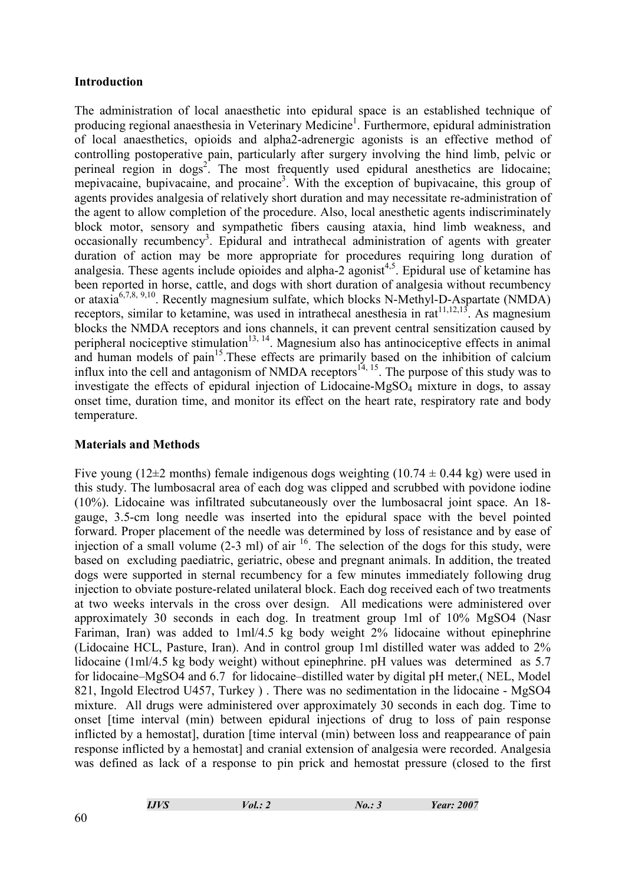## Introduction

The administration of local anaesthetic into epidural space is an established technique of producing regional anaesthesia in Veterinary Medicine[1]. Furthermore, epidural administration of local anaesthetics, opioids and alpha2-adrenergic agonists is an effective method of controlling postoperative pain, particularly after surgery involving the hind limb, pelvic or perineal region in dogs[2]. The most frequently used epidural anesthetics are lidocaine; mepivacaine, bupivacaine, and procaine[3]. With the exception of bupivacaine, this group of agents provides analgesia of relatively short duration and may necessitate re-administration of the agent to allow completion of the procedure. Also, local anesthetic agents indiscriminately block motor, sensory and sympathetic fibers causing ataxia, hind limb weakness, and occasionally recumbency[3]. Epidural and intrathecal administration of agents with greater duration of action may be more appropriate for procedures requiring long duration of analgesia. These agents include opioides and alpha-2 agonist[4,5]. Epidural use of ketamine has been reported in horse, cattle, and dogs with short duration of analgesia without recumbency or ataxia[6,7,8, 9,10]. Recently magnesium sulfate, which blocks N-Methyl-D-Aspartate (NMDA) receptors, similar to ketamine, was used in intrathecal anesthesia in rat[11,12,13]. As magnesium blocks the NMDA receptors and ions channels, it can prevent central sensitization caused by peripheral nociceptive stimulation[13, 14]. Magnesium also has antinociceptive effects in animal and human models of pain[15].These effects are primarily based on the inhibition of calcium influx into the cell and antagonism of NMDA receptors[14, 15]. The purpose of this study was to investigate the effects of epidural injection of Lidocaine-$MgSO_4$ mixture in dogs, to assay onset time, duration time, and monitor its effect on the heart rate, respiratory rate and body temperature.

## Materials and Methods

Five young (12±2 months) female indigenous dogs weighting (10.74 ± 0.44 kg) were used in this study. The lumbosacral area of each dog was clipped and scrubbed with povidone iodine (10%). Lidocaine was infiltrated subcutaneously over the lumbosacral joint space. An 18-gauge, 3.5-cm long needle was inserted into the epidural space with the bevel pointed forward. Proper placement of the needle was determined by loss of resistance and by ease of injection of a small volume (2-3 ml) of air [16]. The selection of the dogs for this study, were based on excluding paediatric, geriatric, obese and pregnant animals. In addition, the treated dogs were supported in sternal recumbency for a few minutes immediately following drug injection to obviate posture-related unilateral block. Each dog received each of two treatments at two weeks intervals in the cross over design. All medications were administered over approximately 30 seconds in each dog. In treatment group 1ml of 10% MgSO4 (Nasr Fariman, Iran) was added to 1ml/4.5 kg body weight 2% lidocaine without epinephrine (Lidocaine HCL, Pasture, Iran). And in control group 1ml distilled water was added to 2% lidocaine (1ml/4.5 kg body weight) without epinephrine. pH values was determined as 5.7 for lidocaine–MgSO4 and 6.7 for lidocaine–distilled water by digital pH meter,( NEL, Model 821, Ingold Electrod U457, Turkey ) . There was no sedimentation in the lidocaine - MgSO4 mixture. All drugs were administered over approximately 30 seconds in each dog. Time to onset [time interval (min) between epidural injections of drug to loss of pain response inflicted by a hemostat], duration [time interval (min) between loss and reappearance of pain response inflicted by a hemostat] and cranial extension of analgesia were recorded. Analgesia was defined as lack of a response to pin prick and hemostat pressure (closed to the first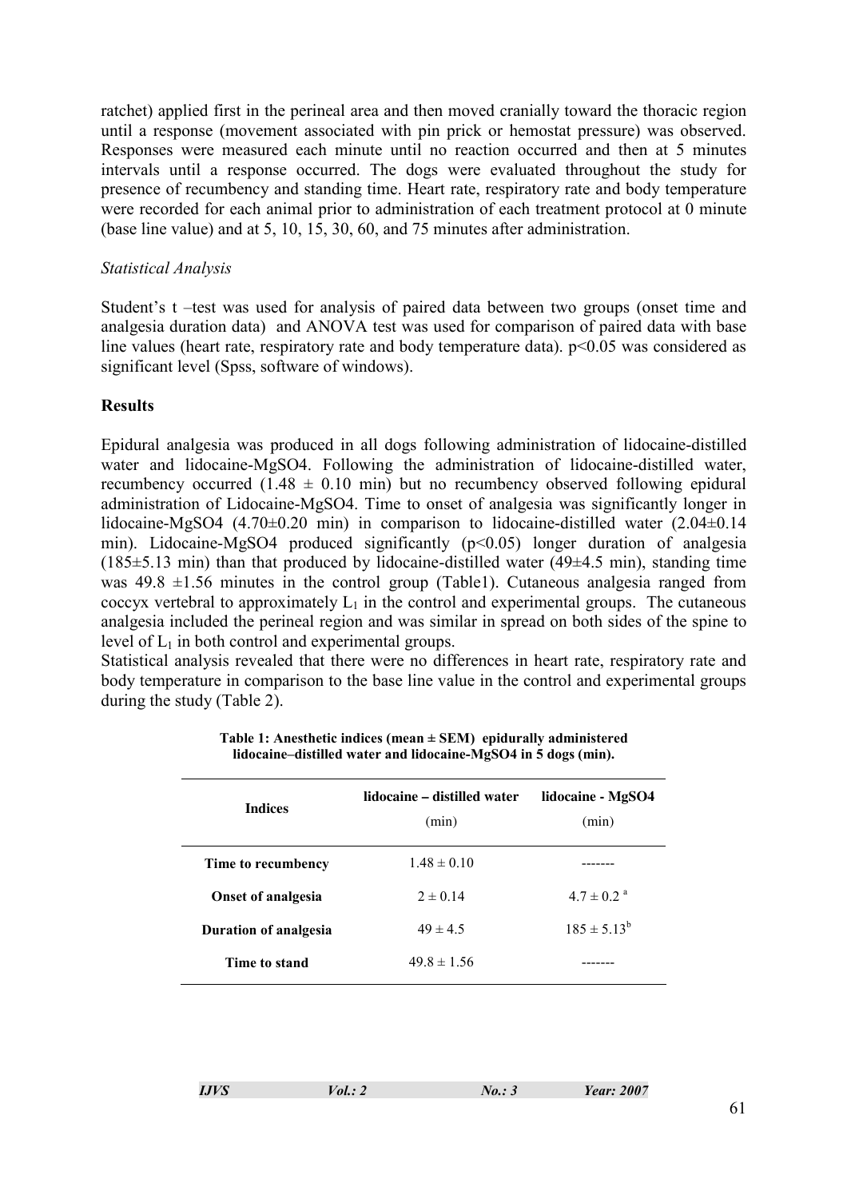ratchet) applied first in the perineal area and then moved cranially toward the thoracic region until a response (movement associated with pin prick or hemostat pressure) was observed. Responses were measured each minute until no reaction occurred and then at 5 minutes intervals until a response occurred. The dogs were evaluated throughout the study for presence of recumbency and standing time. Heart rate, respiratory rate and body temperature were recorded for each animal prior to administration of each treatment protocol at 0 minute (base line value) and at 5, 10, 15, 30, 60, and 75 minutes after administration.

*Statistical Analysis*

Student's t –test was used for analysis of paired data between two groups (onset time and analgesia duration data) and ANOVA test was used for comparison of paired data with base line values (heart rate, respiratory rate and body temperature data). $p<0.05$ was considered as significant level (Spss, software of windows).

## Results

Epidural analgesia was produced in all dogs following administration of lidocaine-distilled water and lidocaine-MgSO4. Following the administration of lidocaine-distilled water, recumbency occurred (1.48 ± 0.10 min) but no recumbency observed following epidural administration of Lidocaine-MgSO4. Time to onset of analgesia was significantly longer in lidocaine-MgSO4 (4.70±0.20 min) in comparison to lidocaine-distilled water (2.04±0.14 min). Lidocaine-MgSO4 produced significantly ($p<0.05$) longer duration of analgesia (185±5.13 min) than that produced by lidocaine-distilled water (49±4.5 min), standing time was 49.8 ±1.56 minutes in the control group (Table1). Cutaneous analgesia ranged from coccyx vertebral to approximately $L_1$ in the control and experimental groups. The cutaneous analgesia included the perineal region and was similar in spread on both sides of the spine to level of $L_1$ in both control and experimental groups.

Statistical analysis revealed that there were no differences in heart rate, respiratory rate and body temperature in comparison to the base line value in the control and experimental groups during the study (Table 2).

**Table 1: Anesthetic indices (mean ± SEM) epidurally administered lidocaine–distilled water and lidocaine-MgSO4 in 5 dogs (min).**

| Indices | lidocaine – distilled water (min) | lidocaine - MgSO4 (min) |
|---|---|---|
| **Time to recumbency** | 1.48 ± 0.10 | ------- |
| **Onset of analgesia** | 2 ± 0.14 | 4.7 ± 0.2 [a] |
| **Duration of analgesia** | 49 ± 4.5 | 185 ± 5.13[b] |
| **Time to stand** | 49.8 ± 1.56 | ------- |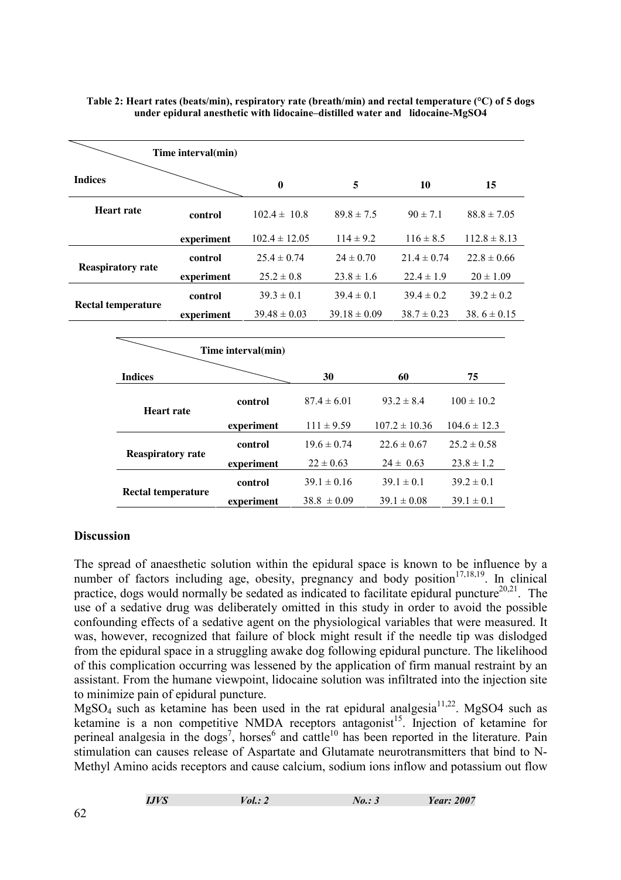**Table 2: Heart rates (beats/min), respiratory rate (breath/min) and rectal temperature (°C) of 5 dogs under epidural anesthetic with lidocaine–distilled water and lidocaine-MgSO4**

| Indices | | 0 | 5 | 10 | 15 | 30 | 60 | 75 |
|---|---|---|---|---|---|---|---|---|
| **Heart rate** | **control** | 102.4 ± 10.8 | 89.8 ± 7.5 | 90 ± 7.1 | 88.8 ± 7.05 | 87.4 ± 6.01 | 93.2 ± 8.4 | 100 ± 10.2 |
| | **experiment** | 102.4 ± 12.05 | 114 ± 9.2 | 116 ± 8.5 | 112.8 ± 8.13 | 111 ± 9.59 | 107.2 ± 10.36 | 104.6 ± 12.3 |
| **Reaspiratory rate** | **control** | 25.4 ± 0.74 | 24 ± 0.70 | 21.4 ± 0.74 | 22.8 ± 0.66 | 19.6 ± 0.74 | 22.6 ± 0.67 | 25.2 ± 0.58 |
| | **experiment** | 25.2 ± 0.8 | 23.8 ± 1.6 | 22.4 ± 1.9 | 20 ± 1.09 | 22 ± 0.63 | 24 ± 0.63 | 23.8 ± 1.2 |
| **Rectal temperature** | **control** | 39.3 ± 0.1 | 39.4 ± 0.1 | 39.4 ± 0.2 | 39.2 ± 0.2 | 39.1 ± 0.16 | 39.1 ± 0.1 | 39.2 ± 0.1 |
| | **experiment** | 39.48 ± 0.03 | 39.18 ± 0.09 | 38.7 ± 0.23 | 38. 6 ± 0.15 | 38.8 ± 0.09 | 39.1 ± 0.08 | 39.1 ± 0.1 |

(Column headers 0–75 are time intervals in min.)

## Discussion

The spread of anaesthetic solution within the epidural space is known to be influence by a number of factors including age, obesity, pregnancy and body position[17,18,19]. In clinical practice, dogs would normally be sedated as indicated to facilitate epidural puncture[20,21]. The use of a sedative drug was deliberately omitted in this study in order to avoid the possible confounding effects of a sedative agent on the physiological variables that were measured. It was, however, recognized that failure of block might result if the needle tip was dislodged from the epidural space in a struggling awake dog following epidural puncture. The likelihood of this complication occurring was lessened by the application of firm manual restraint by an assistant. From the humane viewpoint, lidocaine solution was infiltrated into the injection site to minimize pain of epidural puncture.

$MgSO_4$ such as ketamine has been used in the rat epidural analgesia[11,22]. MgSO4 such as ketamine is a non competitive NMDA receptors antagonist[15]. Injection of ketamine for perineal analgesia in the dogs[7], horses[6] and cattle[10] has been reported in the literature. Pain stimulation can causes release of Aspartate and Glutamate neurotransmitters that bind to N-Methyl Amino acids receptors and cause calcium, sodium ions inflow and potassium out flow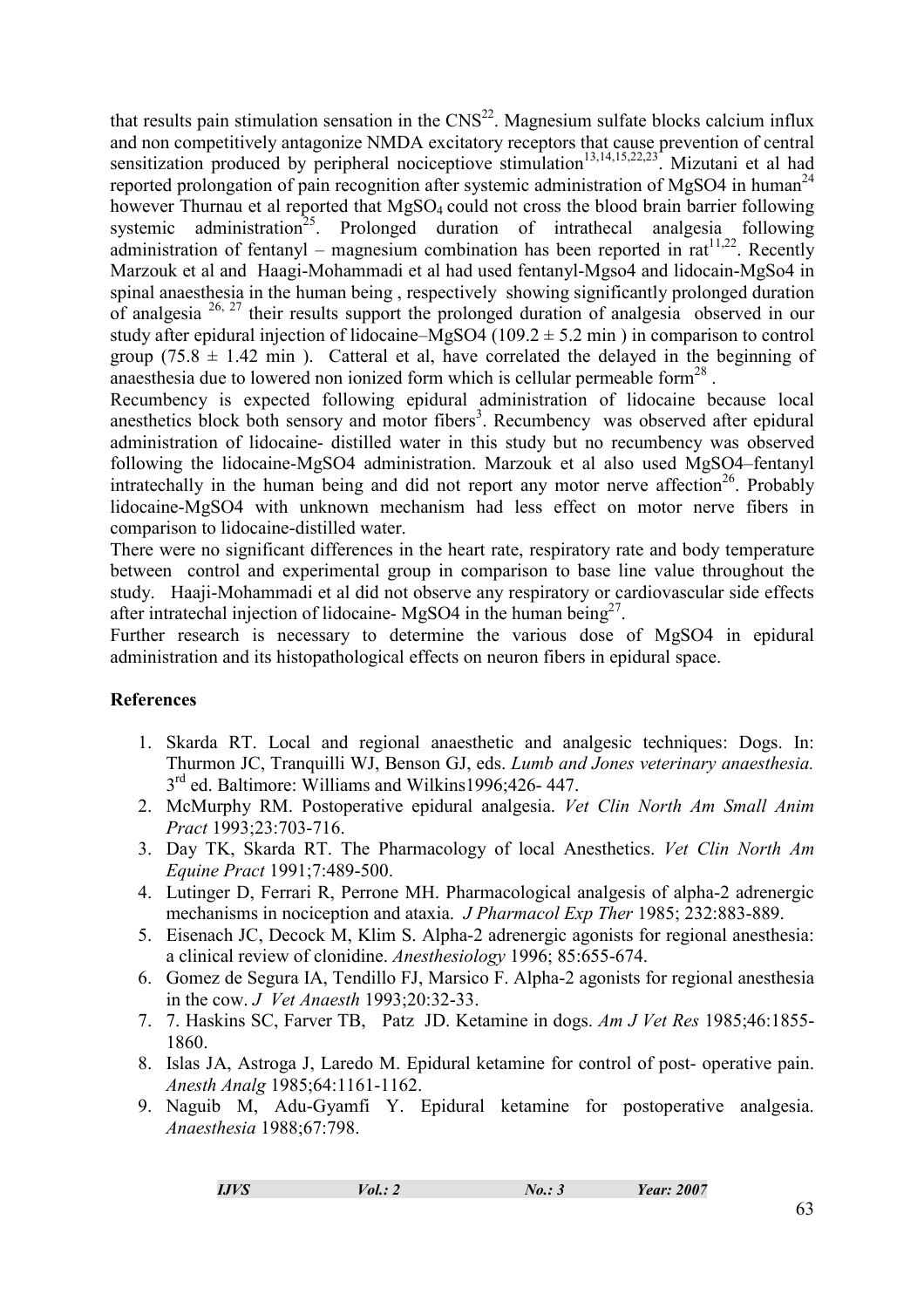that results pain stimulation sensation in the CNS[22]. Magnesium sulfate blocks calcium influx and non competitively antagonize NMDA excitatory receptors that cause prevention of central sensitization produced by peripheral nociceptiove stimulation[13,14,15,22,23]. Mizutani et al had reported prolongation of pain recognition after systemic administration of MgSO4 in human[24] however Thurnau et al reported that $MgSO_4$ could not cross the blood brain barrier following systemic administration[25]. Prolonged duration of intrathecal analgesia following administration of fentanyl – magnesium combination has been reported in rat[11,22]. Recently Marzouk et al and Haagi-Mohammadi et al had used fentanyl-Mgso4 and lidocain-MgSo4 in spinal anaesthesia in the human being , respectively showing significantly prolonged duration of analgesia [26, 27] their results support the prolonged duration of analgesia observed in our study after epidural injection of lidocaine–MgSO4 ($109.2 \pm 5.2$ min ) in comparison to control group ($75.8 \pm 1.42$ min ). Catteral et al, have correlated the delayed in the beginning of anaesthesia due to lowered non ionized form which is cellular permeable form[28] .

Recumbency is expected following epidural administration of lidocaine because local anesthetics block both sensory and motor fibers[3]. Recumbency was observed after epidural administration of lidocaine- distilled water in this study but no recumbency was observed following the lidocaine-MgSO4 administration. Marzouk et al also used MgSO4–fentanyl intratechally in the human being and did not report any motor nerve affection[26]. Probably lidocaine-MgSO4 with unknown mechanism had less effect on motor nerve fibers in comparison to lidocaine-distilled water.

There were no significant differences in the heart rate, respiratory rate and body temperature between control and experimental group in comparison to base line value throughout the study. Haaji-Mohammadi et al did not observe any respiratory or cardiovascular side effects after intratechal injection of lidocaine- MgSO4 in the human being[27].

Further research is necessary to determine the various dose of MgSO4 in epidural administration and its histopathological effects on neuron fibers in epidural space.

## References

1. Skarda RT. Local and regional anaesthetic and analgesic techniques: Dogs. In: Thurmon JC, Tranquilli WJ, Benson GJ, eds. *Lumb and Jones veterinary anaesthesia.* 3rd ed. Baltimore: Williams and Wilkins1996;426- 447.
2. McMurphy RM. Postoperative epidural analgesia. *Vet Clin North Am Small Anim Pract* 1993;23:703-716.
3. Day TK, Skarda RT. The Pharmacology of local Anesthetics. *Vet Clin North Am Equine Pract* 1991;7:489-500.
4. Lutinger D, Ferrari R, Perrone MH. Pharmacological analgesis of alpha-2 adrenergic mechanisms in nociception and ataxia. *J Pharmacol Exp Ther* 1985; 232:883-889.
5. Eisenach JC, Decock M, Klim S. Alpha-2 adrenergic agonists for regional anesthesia: a clinical review of clonidine. *Anesthesiology* 1996; 85:655-674.
6. Gomez de Segura IA, Tendillo FJ, Marsico F. Alpha-2 agonists for regional anesthesia in the cow. *J Vet Anaesth* 1993;20:32-33.
7. 7. Haskins SC, Farver TB, Patz JD. Ketamine in dogs. *Am J Vet Res* 1985;46:1855-1860.
8. Islas JA, Astroga J, Laredo M. Epidural ketamine for control of post- operative pain. *Anesth Analg* 1985;64:1161-1162.
9. Naguib M, Adu-Gyamfi Y. Epidural ketamine for postoperative analgesia. *Anaesthesia* 1988;67:798.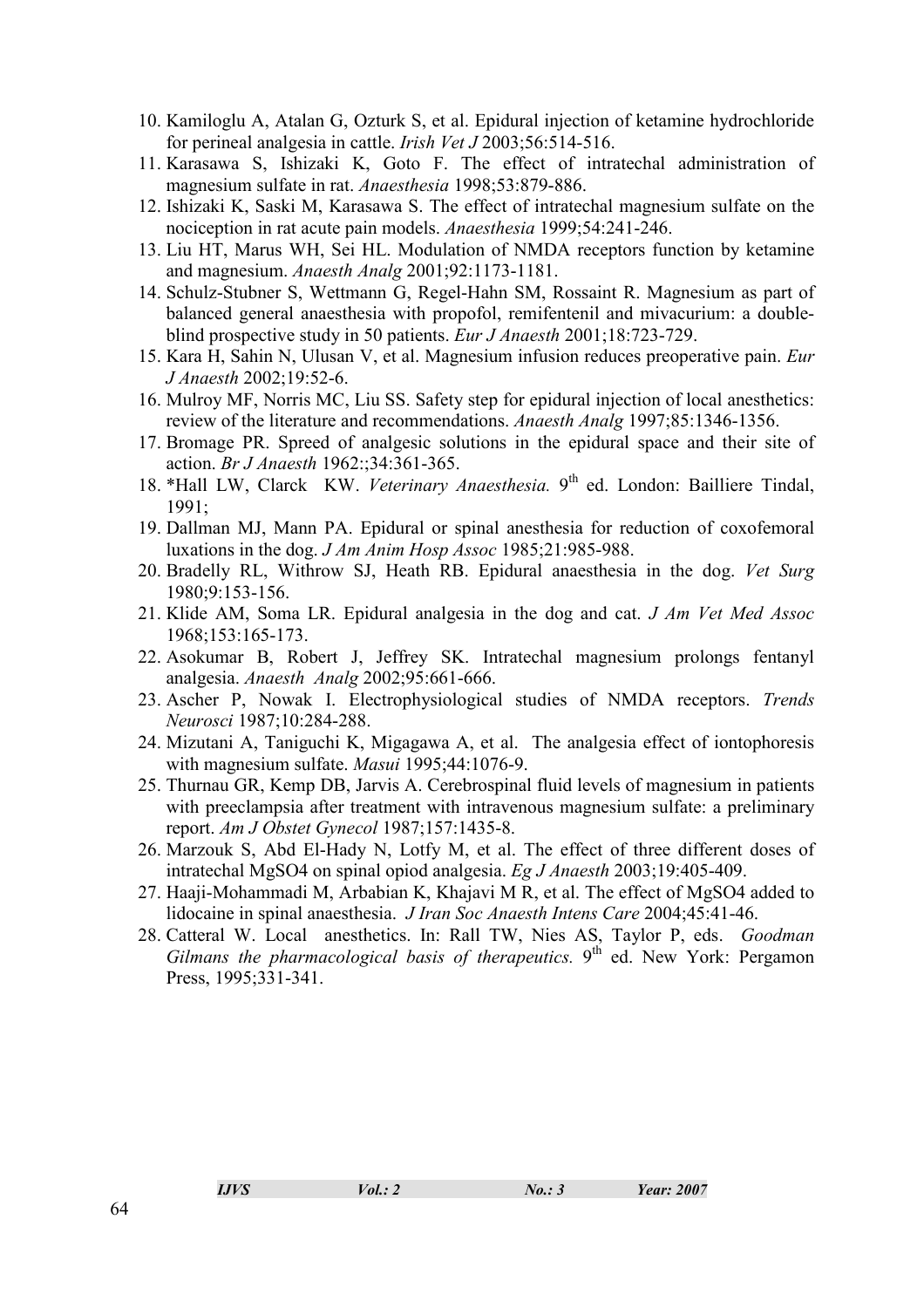10. Kamiloglu A, Atalan G, Ozturk S, et al. Epidural injection of ketamine hydrochloride for perineal analgesia in cattle. *Irish Vet J* 2003;56:514-516.
11. Karasawa S, Ishizaki K, Goto F. The effect of intratechal administration of magnesium sulfate in rat. *Anaesthesia* 1998;53:879-886.
12. Ishizaki K, Saski M, Karasawa S. The effect of intratechal magnesium sulfate on the nociception in rat acute pain models. *Anaesthesia* 1999;54:241-246.
13. Liu HT, Marus WH, Sei HL. Modulation of NMDA receptors function by ketamine and magnesium. *Anaesth Analg* 2001;92:1173-1181.
14. Schulz-Stubner S, Wettmann G, Regel-Hahn SM, Rossaint R. Magnesium as part of balanced general anaesthesia with propofol, remifentenil and mivacurium: a double-blind prospective study in 50 patients. *Eur J Anaesth* 2001;18:723-729.
15. Kara H, Sahin N, Ulusan V, et al. Magnesium infusion reduces preoperative pain. *Eur J Anaesth* 2002;19:52-6.
16. Mulroy MF, Norris MC, Liu SS. Safety step for epidural injection of local anesthetics: review of the literature and recommendations. *Anaesth Analg* 1997;85:1346-1356.
17. Bromage PR. Spreed of analgesic solutions in the epidural space and their site of action. *Br J Anaesth* 1962:;34:361-365.
18. *Hall LW, Clarck KW. *Veterinary Anaesthesia.* 9th ed. London: Bailliere Tindal, 1991;
19. Dallman MJ, Mann PA. Epidural or spinal anesthesia for reduction of coxofemoral luxations in the dog. *J Am Anim Hosp Assoc* 1985;21:985-988.
20. Bradelly RL, Withrow SJ, Heath RB. Epidural anaesthesia in the dog. *Vet Surg* 1980;9:153-156.
21. Klide AM, Soma LR. Epidural analgesia in the dog and cat. *J Am Vet Med Assoc* 1968;153:165-173.
22. Asokumar B, Robert J, Jeffrey SK. Intratechal magnesium prolongs fentanyl analgesia. *Anaesth Analg* 2002;95:661-666.
23. Ascher P, Nowak I. Electrophysiological studies of NMDA receptors. *Trends Neurosci* 1987;10:284-288.
24. Mizutani A, Taniguchi K, Migagawa A, et al. The analgesia effect of iontophoresis with magnesium sulfate. *Masui* 1995;44:1076-9.
25. Thurnau GR, Kemp DB, Jarvis A. Cerebrospinal fluid levels of magnesium in patients with preeclampsia after treatment with intravenous magnesium sulfate: a preliminary report. *Am J Obstet Gynecol* 1987;157:1435-8.
26. Marzouk S, Abd El-Hady N, Lotfy M, et al. The effect of three different doses of intratechal MgSO4 on spinal opiod analgesia. *Eg J Anaesth* 2003;19:405-409.
27. Haaji-Mohammadi M, Arbabian K, Khajavi M R, et al. The effect of MgSO4 added to lidocaine in spinal anaesthesia. *J Iran Soc Anaesth Intens Care* 2004;45:41-46.
28. Catteral W. Local anesthetics. In: Rall TW, Nies AS, Taylor P, eds. *Goodman Gilmans the pharmacological basis of therapeutics.* 9th ed. New York: Pergamon Press, 1995;331-341.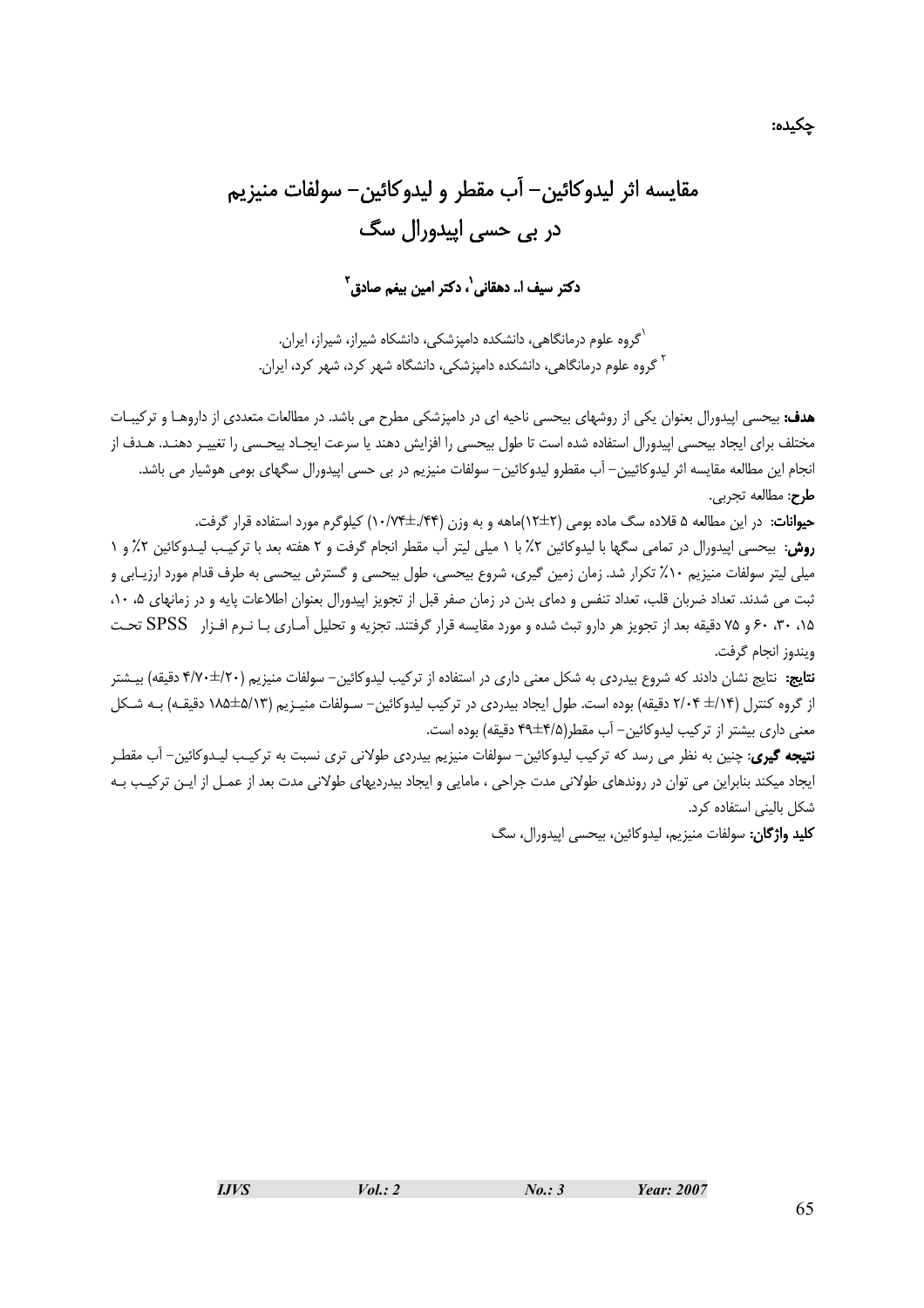چکیده:

# مقایسه اثر لیدوکائین– آب مقطر و لیدوکائین– سولفات منیزیم در بی حسی اپیدورال سگ

**دکتر سیف ا.. دهقانی[1]، دکتر امین بیغم صادق[2]**

[1]گروه علوم درمانگاهی، دانشکده دامپزشکی، دانشگاه شیراز، شیراز، ایران.

[2] گروه علوم درمانگاهی، دانشکده دامپزشکی، دانشگاه شهر کرد، شهر کرد، ایران.

**هدف:** بیحسی اپیدورال بعنوان یکی از روشهای بیحسی ناحیه ای در دامپزشکی مطرح می باشد. در مطالعات متعددی از داروهـا و ترکیبـات مختلف برای ایجاد بیحسی اپیدورال استفاده شده است تا طول بیحسی را افزایش دهند یا سرعت ایجـاد بیحـسی را تغییـر دهنـد. هـدف از انجام این مطالعه مقایسه اثر لیدوکائیین– آب مقطرو لیدوکائین– سولفات منیزیم در بی حسی اپیدورال سگهای بومی هوشیار می باشد.

**طرح**: مطالعه تجربی.

**حیوانات**: در این مطالعه ۵ قلاده سگ ماده بومی (۲±۱۲)ماهه و به وزن (۰/۴۴±۱۰/۷۴) کیلوگرم مورد استفاده قرار گرفت.

**روش**: بیحسی اپیدورال در تمامی سگها با لیدوکائین ۲٪ با ۱ میلی لیتر آب مقطر انجام گرفت و ۲ هفته بعد با ترکیـب لیـدوکائین ۲٪ و ۱ میلی لیتر سولفات منیزیم ۱۰٪ تکرار شد. زمان زمین گیری، شروع بیحسی، طول بیحسی و گسترش بیحسی به طرف قدام مورد ارزیـابی و ثبت می شدند. تعداد ضربان قلب، تعداد تنفس و دمای بدن در زمان صفر قبل از تجویز اپیدورال اطلاعات پایه و در زمانهای ۵، ۱۰، ۱۵، ۳۰، ۶۰ و ۷۵ دقیقه بعد از تجویز هر دارو ثبت شده و مورد مقایسه قرار گرفتند. تجزیه و تحلیل آمـاری بـا نـرم افـزار SPSS تحـت ویندوز انجام گرفت.

**نتایج**: نتایج نشان دادند که شروع بیدردی به شکل معنی داری در استفاده از ترکیب لیدوکائین– سولفات منیزیم (۴/۷۰±۰/۲۰ دقیقه) بیـشتر از گروه کنترل (۲/۰۴ ±۰/۱۴ دقیقه) بوده است. طول ایجاد بیدردی در ترکیب لیدوکائین– سـولفات منیـزیم (۱۸۵±۵/۱۳ دقیقـه) بـه شـکل معنی داری بیشتر از ترکیب لیدوکائین– آب مقطر(۴۹±۴/۵ دقیقه) بوده است.

**نتیجه گیری**: چنین به نظر می رسد که ترکیب لیدوکائین– سولفات منیزیم بیدردی طولانی تری نسبت به ترکیـب لیـدوکائین– آب مقطـر ایجاد میکند بنابراین می توان در روندهای طولانی مدت جراحی ، مامایی و ایجاد بیدردیهای طولانی مدت بعد از عمـل از ایـن ترکیـب بـه شکل بالینی استفاده کرد.

**کلید واژگان:** سولفات منیزیم، لیدوکائین، بیحسی اپیدورال، سگ